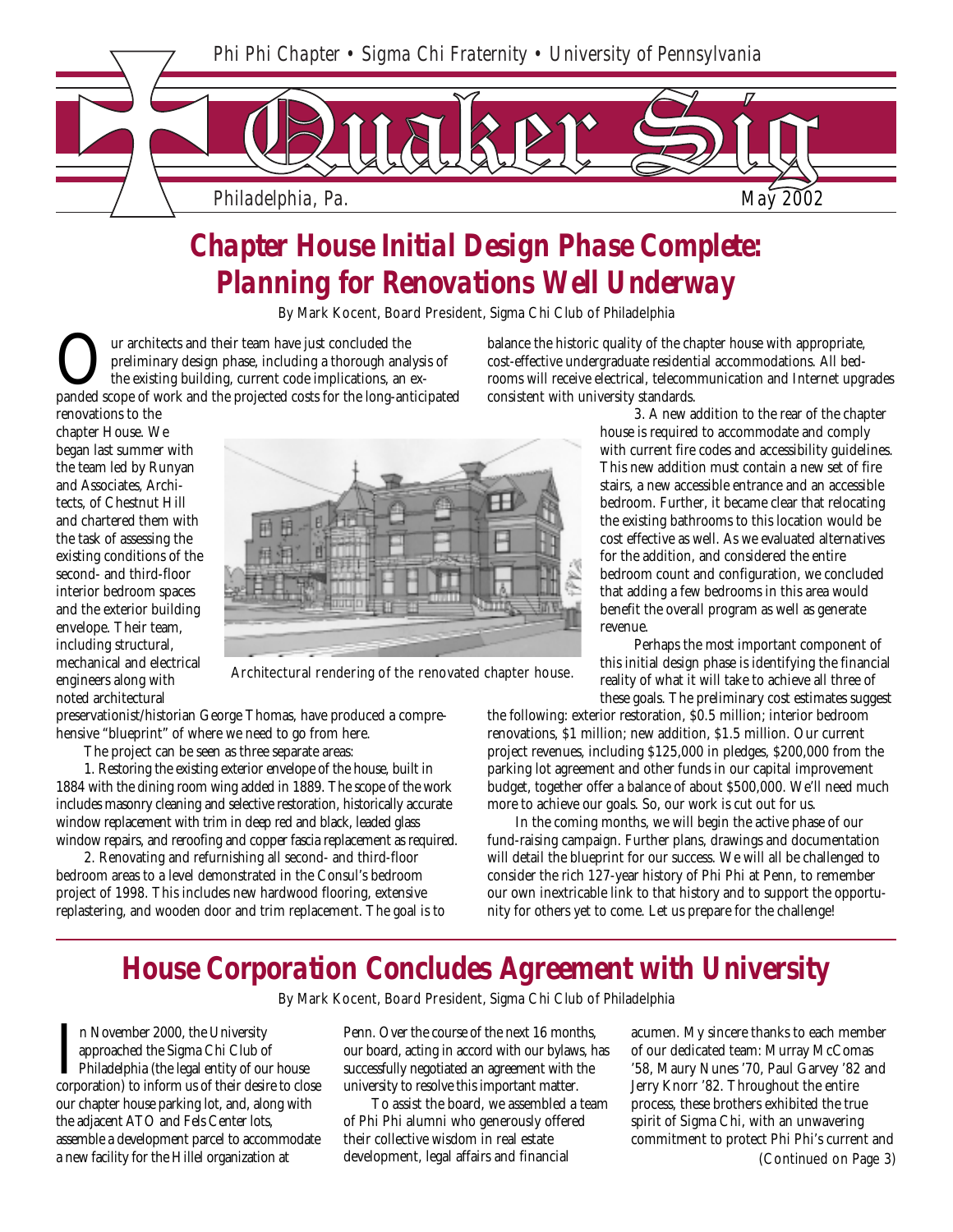Phi Phi Chapter • Sigma Chi Fraternity • University of Pennsylvania

# Quaker Sig

Philadelphia, Pa. May 2002

## Chapter House Initial Design Phase Complete: Planning for Renovations Well Underway

By Mark Kocent, Board President, Sigma Chi Club of Philadelphia

Our architects and their team have just concluded the preliminary design phase, including a thorough analysis of the existing building, current code implications, an expanded scope of work and the projected costs for the long-anticipated renovations to the chapter House. We began last summer with the team led by Runyan and Associates, Architects, of Chestnut Hill and chartered them with the task of assessing the existing conditions of the second- and third-floor interior bedroom spaces and the exterior building envelope. Their team, including structural, mechanical and electrical engineers along with noted architectural preservationist/historian George Thomas, have produced a comprehensive "blueprint" of where we need to go from here.

Architectural rendering of the renovated chapter house.

The project can be seen as three separate areas:

1. Restoring the existing exterior envelope of the house, built in 1884 with the dining room wing added in 1889. The scope of the work includes masonry cleaning and selective restoration, historically accurate window replacement with trim in deep red and black, leaded glass window repairs, and reroofing and copper fascia replacement as required.

2. Renovating and refurnishing all second- and third-floor bedroom areas to a level demonstrated in the Consul's bedroom project of 1998. This includes new hardwood flooring, extensive replastering, and wooden door and trim replacement. The goal is to balance the historic quality of the chapter house with appropriate, cost-effective undergraduate residential accommodations. All bedrooms will receive electrical, telecommunication and Internet upgrades consistent with university standards.

3. A new addition to the rear of the chapter house is required to accommodate and comply with current fire codes and accessibility guidelines. This new addition must contain a new set of fire stairs, a new accessible entrance and an accessible bedroom. Further, it became clear that relocating the existing bathrooms to this location would be cost effective as well. As we evaluated alternatives for the addition, and considered the entire bedroom count and configuration, we concluded that adding a few bedrooms in this area would benefit the overall program as well as generate revenue.

Perhaps the most important component of this initial design phase is identifying the financial reality of what it will take to achieve all three of these goals. The preliminary cost estimates suggest the following: exterior restoration, $0.5 million; interior bedroom renovations, $1 million; new addition, $1.5 million. Our current project revenues, including $125,000 in pledges, $200,000 from the parking lot agreement and other funds in our capital improvement budget, together offer a balance of about $500,000. We'll need much more to achieve our goals. So, our work is cut out for us.

In the coming months, we will begin the active phase of our fund-raising campaign. Further plans, drawings and documentation will detail the blueprint for our success. We will all be challenged to consider the rich 127-year history of Phi Phi at Penn, to remember our own inextricable link to that history and to support the opportunity for others yet to come. Let us prepare for the challenge!

## House Corporation Concludes Agreement with University

By Mark Kocent, Board President, Sigma Chi Club of Philadelphia

In November 2000, the University approached the Sigma Chi Club of Philadelphia (the legal entity of our house corporation) to inform us of their desire to close our chapter house parking lot, and, along with the adjacent ATO and Fels Center lots, assemble a development parcel to accommodate a new facility for the Hillel organization at Penn. Over the course of the next 16 months, our board, acting in accord with our bylaws, has successfully negotiated an agreement with the university to resolve this important matter.

To assist the board, we assembled a team of Phi Phi alumni who generously offered their collective wisdom in real estate development, legal affairs and financial acumen. My sincere thanks to each member of our dedicated team: Murray McComas '58, Maury Nunes '70, Paul Garvey '82 and Jerry Knorr '82. Throughout the entire process, these brothers exhibited the true spirit of Sigma Chi, with an unwavering commitment to protect Phi Phi's current and

*(Continued on Page 3)*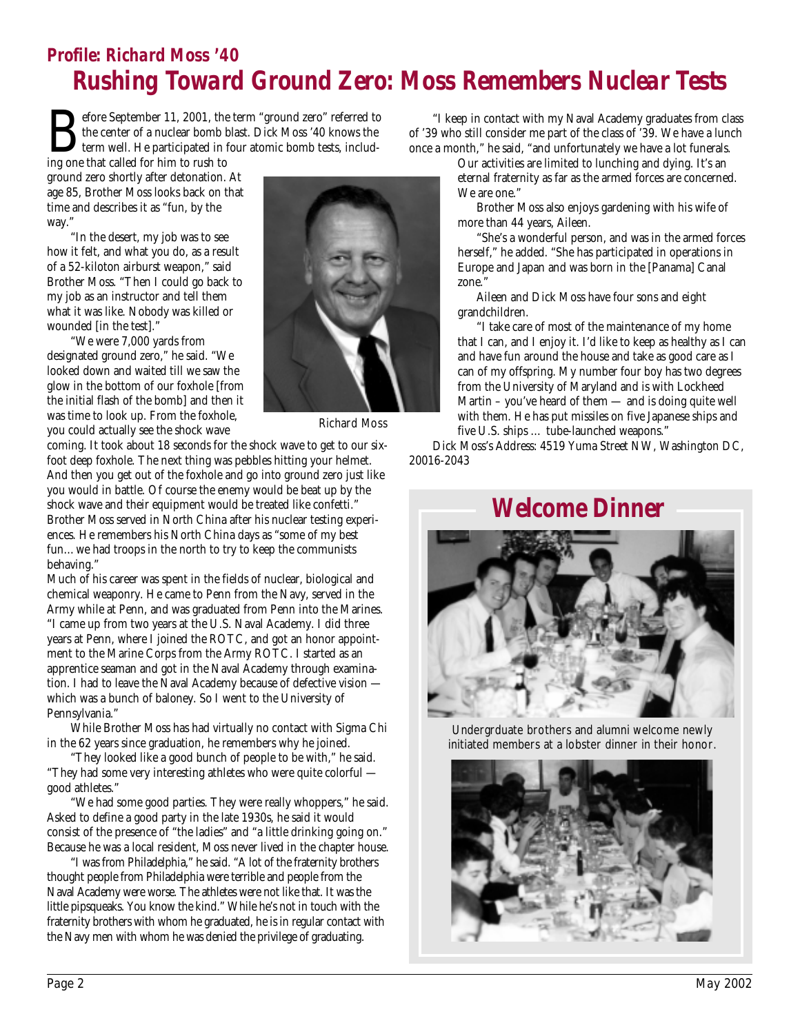## Profile: Richard Moss '40

# Rushing Toward Ground Zero: Moss Remembers Nuclear Tests

Before September 11, 2001, the term "ground zero" referred to the center of a nuclear bomb blast. Dick Moss '40 knows the term well. He participated in four atomic bomb tests, including one that called for him to rush to ground zero shortly after detonation. At age 85, Brother Moss looks back on that time and describes it as "fun, by the way."

"In the desert, my job was to see how it felt, and what you do, as a result of a 52-kiloton airburst weapon," said Brother Moss. "Then I could go back to my job as an instructor and tell them what it was like. Nobody was killed or wounded [in the test]."

"We were 7,000 yards from designated ground zero," he said. "We looked down and waited till we saw the glow in the bottom of our foxhole [from the initial flash of the bomb] and then it was time to look up. From the foxhole, you could actually see the shock wave coming. It took about 18 seconds for the shock wave to get to our six-foot deep foxhole. The next thing was pebbles hitting your helmet. And then you get out of the foxhole and go into ground zero just like you would in battle. Of course the enemy would be beat up by the shock wave and their equipment would be treated like confetti."

Richard Moss

Brother Moss served in North China after his nuclear testing experiences. He remembers his North China days as "some of my best fun…we had troops in the north to try to keep the communists behaving."

Much of his career was spent in the fields of nuclear, biological and chemical weaponry. He came to Penn from the Navy, served in the Army while at Penn, and was graduated from Penn into the Marines. "I came up from two years at the U.S. Naval Academy. I did three years at Penn, where I joined the ROTC, and got an honor appointment to the Marine Corps from the Army ROTC. I started as an apprentice seaman and got in the Naval Academy through examination. I had to leave the Naval Academy because of defective vision — which was a bunch of baloney. So I went to the University of Pennsylvania."

While Brother Moss has had virtually no contact with Sigma Chi in the 62 years since graduation, he remembers why he joined.

"They looked like a good bunch of people to be with," he said. "They had some very interesting athletes who were quite colorful — good athletes."

"We had some good parties. They were really whoppers," he said. Asked to define a good party in the late 1930s, he said it would consist of the presence of "the ladies" and "a little drinking going on." Because he was a local resident, Moss never lived in the chapter house.

"I was from Philadelphia," he said. "A lot of the fraternity brothers thought people from Philadelphia were terrible and people from the Naval Academy were worse. The athletes were not like that. It was the little pipsqueaks. You know the kind." While he's not in touch with the fraternity brothers with whom he graduated, he is in regular contact with the Navy men with whom he was denied the privilege of graduating.

"I keep in contact with my Naval Academy graduates from class of '39 who still consider me part of the class of '39. We have a lunch once a month," he said, "and unfortunately we have a lot funerals. Our activities are limited to lunching and dying. It's an eternal fraternity as far as the armed forces are concerned. We are one."

Brother Moss also enjoys gardening with his wife of more than 44 years, Aileen.

"She's a wonderful person, and was in the armed forces herself," he added. "She has participated in operations in Europe and Japan and was born in the [Panama] Canal zone."

Aileen and Dick Moss have four sons and eight grandchildren.

"I take care of most of the maintenance of my home that I can, and I enjoy it. I'd like to keep as healthy as I can and have fun around the house and take as good care as I can of my offspring. My number four boy has two degrees from the University of Maryland and is with Lockheed Martin – you've heard of them — and is doing quite well with them. He has put missiles on five Japanese ships and five U.S. ships … tube-launched weapons."

Dick Moss's Address: 4519 Yuma Street NW, Washington DC, 20016-2043

## Welcome Dinner

Undergrduate brothers and alumni welcome newly initiated members at a lobster dinner in their honor.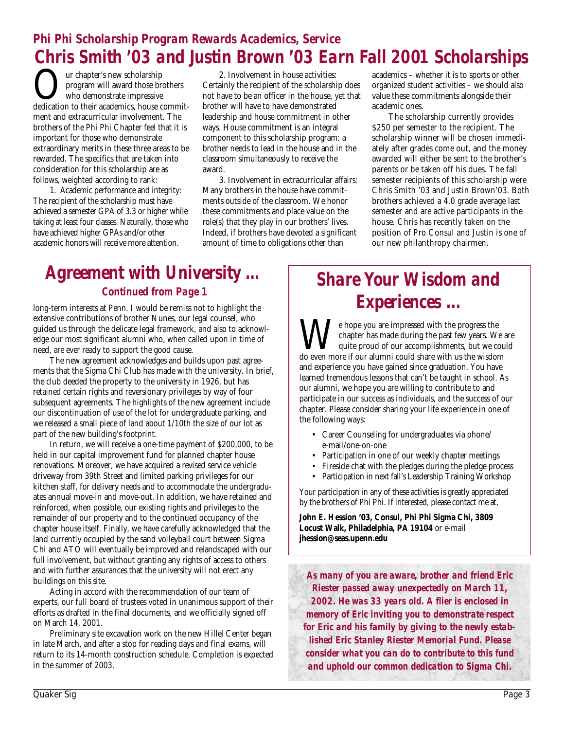## Phi Phi Scholarship Program Rewards Academics, Service

# Chris Smith '03 and Justin Brown '03 Earn Fall 2001 Scholarships

Our chapter's new scholarship program will award those brothers who demonstrate impressive dedication to their academics, house commitment and extracurricular involvement. The brothers of the Phi Phi Chapter feel that it is important for those who demonstrate extraordinary merits in these three areas to be rewarded. The specifics that are taken into consideration for this scholarship are as follows, weighted according to rank:

1. Academic performance and integrity: The recipient of the scholarship must have achieved a semester GPA of 3.3 or higher while taking at least four classes. Naturally, those who have achieved higher GPAs and/or other academic honors will receive more attention.

2. Involvement in house activities: Certainly the recipient of the scholarship does not have to be an officer in the house, yet that brother will have to have demonstrated leadership and house commitment in other ways. House commitment is an integral component to this scholarship program: a brother needs to lead in the house and in the classroom simultaneously to receive the award.

3. Involvement in extracurricular affairs: Many brothers in the house have commitments outside of the classroom. We honor these commitments and place value on the role(s) that they play in our brothers' lives. Indeed, if brothers have devoted a significant amount of time to obligations other than academics – whether it is to sports or other organized student activities – we should also value these commitments alongside their academic ones.

The scholarship currently provides $250 per semester to the recipient. The scholarship winner will be chosen immediately after grades come out, and the money awarded will either be sent to the brother's parents or be taken off his dues. The fall semester recipients of this scholarship were Chris Smith '03 and Justin Brown'03. Both brothers achieved a 4.0 grade average last semester and are active participants in the house. Chris has recently taken on the position of Pro Consul and Justin is one of our new philanthropy chairmen.

# Agreement with University ...

### Continued from Page 1

long-term interests at Penn. I would be remiss not to highlight the extensive contributions of brother Nunes, our legal counsel, who guided us through the delicate legal framework, and also to acknowledge our most significant alumni who, when called upon in time of need, are ever ready to support the good cause.

The new agreement acknowledges and builds upon past agreements that the Sigma Chi Club has made with the university. In brief, the club deeded the property to the university in 1926, but has retained certain rights and reversionary privileges by way of four subsequent agreements. The highlights of the new agreement include our discontinuation of use of the lot for undergraduate parking, and we released a small piece of land about 1/10th the size of our lot as part of the new building's footprint.

In return, we will receive a one-time payment of $200,000, to be held in our capital improvement fund for planned chapter house renovations. Moreover, we have acquired a revised service vehicle driveway from 39th Street and limited parking privileges for our kitchen staff, for delivery needs and to accommodate the undergraduates annual move-in and move-out. In addition, we have retained and reinforced, when possible, our existing rights and privileges to the remainder of our property and to the continued occupancy of the chapter house itself. Finally, we have carefully acknowledged that the land currently occupied by the sand volleyball court between Sigma Chi and ATO will eventually be improved and relandscaped with our full involvement, but without granting any rights of access to others and with further assurances that the university will not erect any buildings on this site.

Acting in accord with the recommendation of our team of experts, our full board of trustees voted in unanimous support of their efforts as drafted in the final documents, and we officially signed off on March 14, 2001.

Preliminary site excavation work on the new Hillel Center began in late March, and after a stop for reading days and final exams, will return to its 14-month construction schedule. Completion is expected in the summer of 2003.

# Share Your Wisdom and Experiences ...

We hope you are impressed with the progress the chapter has made during the past few years. We are quite proud of our accomplishments, but we could do even more if our alumni could share with us the wisdom and experience you have gained since graduation. You have learned tremendous lessons that can't be taught in school. As our alumni, we hope you are willing to contribute to and participate in our success as individuals, and the success of our chapter. Please consider sharing your life experience in one of the following ways:

- Career Counseling for undergraduates via phone/e-mail/one-on-one
- Participation in one of our weekly chapter meetings
- Fireside chat with the pledges during the pledge process
- Participation in next fall's Leadership Training Workshop

Your participation in any of these activities is greatly appreciated by the brothers of Phi Phi. If interested, please contact me at,

**John E. Hession '03, Consul, Phi Phi Sigma Chi, 3809 Locust Walk, Philadelphia, PA 19104** or e-mail **jhession@seas.upenn.edu**

***As many of you are aware, brother and friend Eric Riester passed away unexpectedly on March 11, 2002. He was 33 years old. A flier is enclosed in memory of Eric inviting you to demonstrate respect for Eric and his family by giving to the newly established Eric Stanley Riester Memorial Fund. Please consider what you can do to contribute to this fund and uphold our common dedication to Sigma Chi.***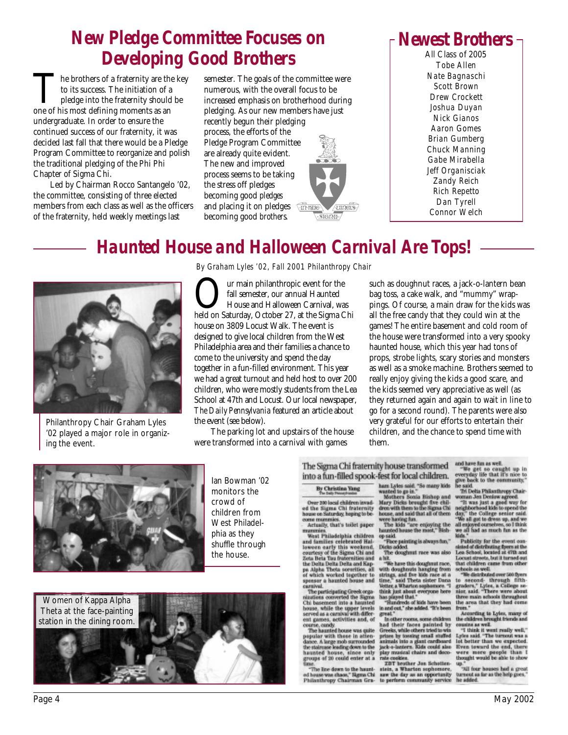# New Pledge Committee Focuses on Developing Good Brothers

The brothers of a fraternity are the key to its success. The initiation of a pledge into the fraternity should be one of his most defining moments as an undergraduate. In order to ensure the continued success of our fraternity, it was decided last fall that there would be a Pledge Program Committee to reorganize and polish the traditional pledging of the Phi Phi Chapter of Sigma Chi.

Led by Chairman Rocco Santangelo '02, the committee, consisting of three elected members from each class as well as the officers of the fraternity, held weekly meetings last semester. The goals of the committee were numerous, with the overall focus to be increased emphasis on brotherhood during pledging. As our new members have just recently begun their pledging process, the efforts of the Pledge Program Committee are already quite evident. The new and improved process seems to be taking the stress off pledges becoming good *pledges* and placing it on pledges becoming good *brothers*.

## Newest Brothers

All Class of 2005

- Tobe Allen
- Nate Bagnaschi
- Scott Brown
- Drew Crockett
- Joshua Duyan
- Nick Gianos
- Aaron Gomes
- Brian Gumberg
- Chuck Manning
- Gabe Mirabella
- Jeff Organisciak
- Zandy Reich
- Rich Repetto
- Dan Tyrell
- Connor Welch

# Haunted House and Halloween Carnival Are Tops!

*By Graham Lyles '02, Fall 2001 Philanthropy Chair*

Philanthropy Chair Graham Lyles '02 played a major role in organizing the event.

Our main philanthropic event for the fall semester, our annual Haunted House and Halloween Carnival, was held on Saturday, October 27, at the Sigma Chi house on 3809 Locust Walk. The event is designed to give local children from the West Philadelphia area and their families a chance to come to the university and spend the day together in a fun-filled environment. This year we had a great turnout and held host to over 200 children, who were mostly students from the Lea School at 47th and Locust. Our local newspaper, *The Daily Pennsylvania* featured an article about the event (see below).

The parking lot and upstairs of the house were transformed into a carnival with games such as doughnut races, a jack-o-lantern bean bag toss, a cake walk, and "mummy" wrappings. Of course, a main draw for the kids was all the free candy that they could win at the games! The entire basement and cold room of the house were transformed into a very spooky haunted house, which this year had tons of props, strobe lights, scary stories and monsters as well as a smoke machine. Brothers seemed to really enjoy giving the kids a good scare, and the kids seemed very appreciative as well (as they returned again and again to wait in line to go for a second round). The parents were also very grateful for our efforts to entertain their children, and the chance to spend time with them.

Ian Bowman '02 monitors the crowd of children from West Philadelphia as they shuffle through the house.

Women of Kappa Alpha Theta at the face-painting station in the dining room.

### The Sigma Chi fraternity house transformed into a fun-filled spook-fest for local children.

**By Christina Yang**
The Daily Pennsylvanian

Over 200 local children invaded the Sigma Chi fraternity house on Saturday, hoping to become mummies.

Actually, that's toilet paper mummies.

West Philadelphia children and families celebrated Halloween early this weekend, courtesy of the Sigma Chi and Zeta Beta Tau fraternities and the Delta Delta Delta and Kappa Alpha Theta sororities, all of which worked together to sponsor a haunted house and carnival.

The participating Greek organizations converted the Sigma Chi basement into a haunted house, while the upper levels served as a carnival with different games, activities and, of course, candy.

The haunted house was quite popular with those in attendance. A large mob surrounded the staircase leading down to the haunted house, since only groups of 20 could enter at a time.

"The line down to the haunted house was chaos," Sigma Chi Philanthropy Chairman Graham Lyles said. "So many kids wanted to go in."

Mothers Sonia Bishop and Mary Dicks brought five children with them to the Sigma Chi house, and said that all of them were having fun.

The kids "are enjoying the haunted house the most," Bishop said.

"Face painting is always fun," Dicks added.

The doughnut race was also a hit.

"We have this doughnut race, with doughnuts hanging from strings, and five kids race at a time," said Theta sister Dana Vetter, a Wharton sophomore. "I think just about everyone here has played that."

"Hundreds of kids have been in and out," she added. "It's been great."

In other rooms, some children had their faces painted by Greeks, while others tried to win prizes by tossing small stuffed animals into a giant cardboard jack-o-lantern. Kids could also play musical chairs and decorate cookies.

ZBT brother Jon Schottenstein, a Wharton sophomore, saw the day as an opportunity to perform community service and have fun as well.

"We get so caught up in everyday life that it's nice to give back to the community," he said.

Tri Delta Philanthropy Chairwoman Jen Denlow agreed.

"It was just a good way for neighborhood kids to spend the day," the College senior said. "We all got to dress up, and we all enjoyed ourselves, so I think we all had as much fun as the kids."

Publicity for the event consisted of distributing flyers at the Lea School, located at 47th and Locust streets, but it turned out that children came from other schools as well.

"We distributed over 500 flyers to second- through fifth-graders," Lyles, a College senior, said. "There were about three main schools throughout the area that they had come from."

According to Lyles, many of the children brought friends and cousins as well.

"I think it went really well," Lyles said. "The turnout was a lot better than we expected. Even toward the end, there were more people than I thought would be able to show up."

"All four houses had a great turnout as far as the help goes," he added.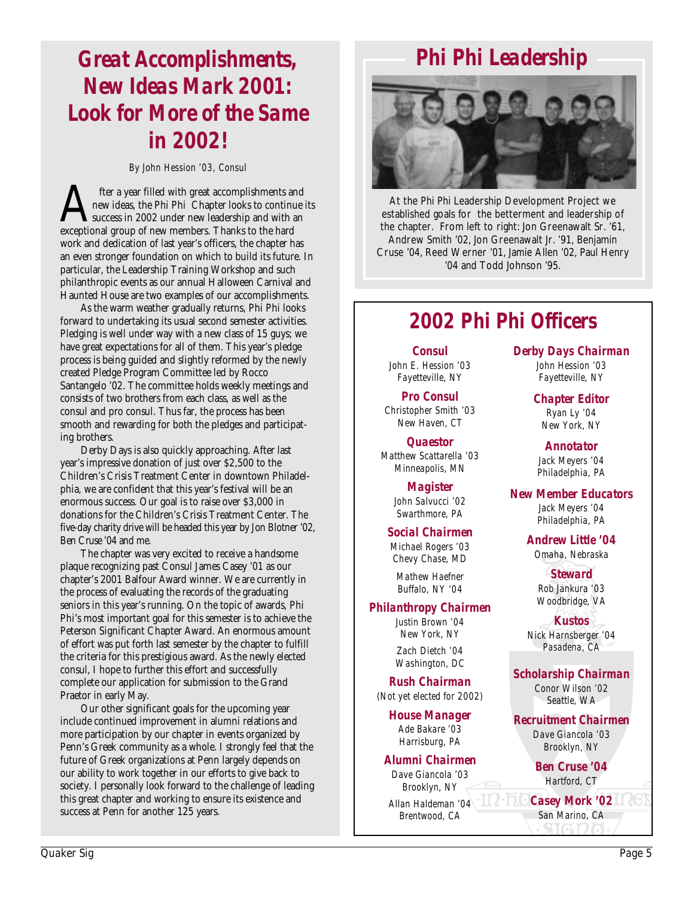# Great Accomplishments, New Ideas Mark 2001: Look for More of the Same in 2002!

*By John Hession '03, Consul*

After a year filled with great accomplishments and new ideas, the Phi Phi Chapter looks to continue its success in 2002 under new leadership and with an exceptional group of new members. Thanks to the hard work and dedication of last year's officers, the chapter has an even stronger foundation on which to build its future. In particular, the Leadership Training Workshop and such philanthropic events as our annual Halloween Carnival and Haunted House are two examples of our accomplishments.

As the warm weather gradually returns, Phi Phi looks forward to undertaking its usual second semester activities. Pledging is well under way with a new class of 15 guys; we have great expectations for all of them. This year's pledge process is being guided and slightly reformed by the newly created Pledge Program Committee led by Rocco Santangelo '02. The committee holds weekly meetings and consists of two brothers from each class, as well as the consul and pro consul. Thus far, the process has been smooth and rewarding for both the pledges and participating brothers.

Derby Days is also quickly approaching. After last year's impressive donation of just over $2,500 to the Children's Crisis Treatment Center in downtown Philadelphia, we are confident that this year's festival will be an enormous success. Our goal is to raise over $3,000 in donations for the Children's Crisis Treatment Center. The five-day charity drive will be headed this year by Jon Blotner '02, Ben Cruse '04 and me.

The chapter was very excited to receive a handsome plaque recognizing past Consul James Casey '01 as our chapter's 2001 Balfour Award winner. We are currently in the process of evaluating the records of the graduating seniors in this year's running. On the topic of awards, Phi Phi's most important goal for this semester is to achieve the Peterson Significant Chapter Award. An enormous amount of effort was put forth last semester by the chapter to fulfill the criteria for this prestigious award. As the newly elected consul, I hope to further this effort and successfully complete our application for submission to the Grand Praetor in early May.

Our other significant goals for the upcoming year include continued improvement in alumni relations and more participation by our chapter in events organized by Penn's Greek community as a whole. I strongly feel that the future of Greek organizations at Penn largely depends on our ability to work together in our efforts to give back to society. I personally look forward to the challenge of leading this great chapter and working to ensure its existence and success at Penn for another 125 years.

# Phi Phi Leadership

At the Phi Phi Leadership Development Project we established goals for the betterment and leadership of the chapter. From left to right: Jon Greenawalt Sr. '61, Andrew Smith '02, Jon Greenawalt Jr. '91, Benjamin Cruse '04, Reed Werner '01, Jamie Allen '02, Paul Henry '04 and Todd Johnson '95.

# 2002 Phi Phi Officers

**Consul**
John E. Hession '03
Fayetteville, NY

**Pro Consul**
Christopher Smith '03
New Haven, CT

**Quaestor**
Matthew Scattarella '03
Minneapolis, MN

**Magister**
John Salvucci '02
Swarthmore, PA

**Social Chairmen**
Michael Rogers '03
Chevy Chase, MD

Mathew Haefner
Buffalo, NY '04

**Philanthropy Chairmen**
Justin Brown '04
New York, NY

Zach Dietch '04
Washington, DC

**Rush Chairman**
(Not yet elected for 2002)

**House Manager**
Ade Bakare '03
Harrisburg, PA

**Alumni Chairmen**
Dave Giancola '03
Brooklyn, NY

Allan Haldeman '04
Brentwood, CA

**Derby Days Chairman**
John Hession '03
Fayetteville, NY

**Chapter Editor**
Ryan Ly '04
New York, NY

**Annotator**
Jack Meyers '04
Philadelphia, PA

**New Member Educators**
Jack Meyers '04
Philadelphia, PA

**Andrew Little '04**
Omaha, Nebraska

**Steward**
Rob Jankura '03
Woodbridge, VA

**Kustos**
Nick Harnsberger '04
Pasadena, CA

**Scholarship Chairman**
Conor Wilson '02
Seattle, WA

**Recruitment Chairmen**
Dave Giancola '03
Brooklyn, NY

**Ben Cruse '04**
Hartford, CT

**Casey Mork '02**
San Marino, CA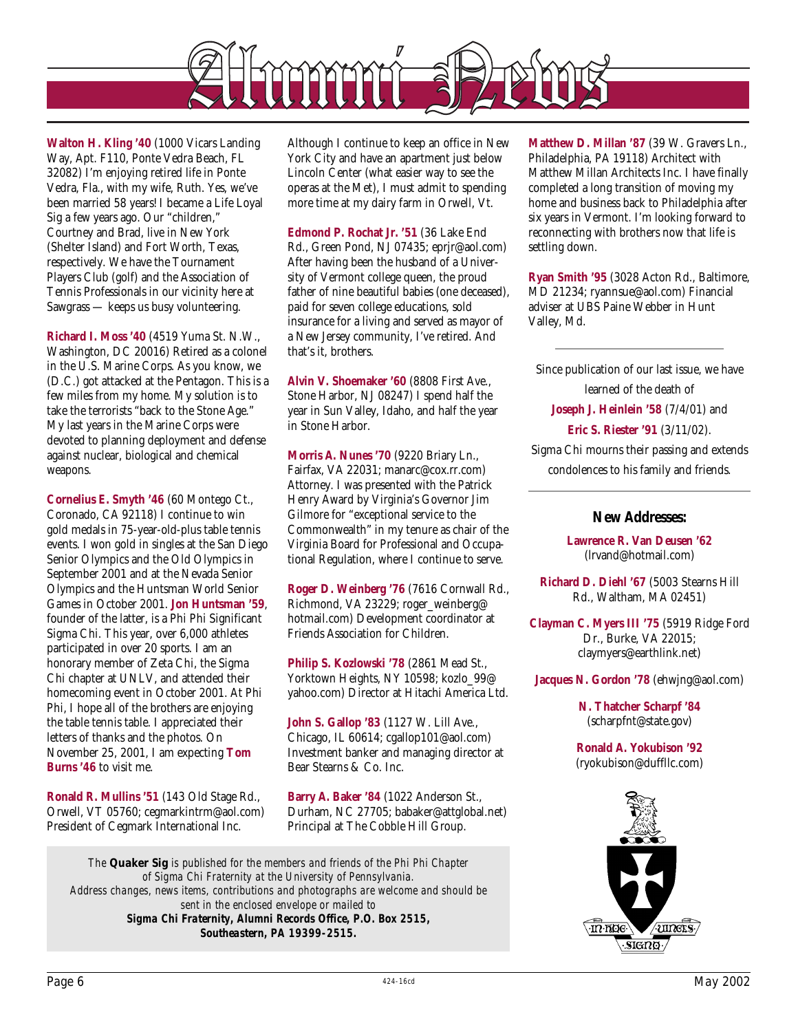# Alumni News

**Walton H. Kling '40** (1000 Vicars Landing Way, Apt. F110, Ponte Vedra Beach, FL 32082) I'm enjoying retired life in Ponte Vedra, Fla., with my wife, Ruth. Yes, we've been married 58 years! I became a Life Loyal Sig a few years ago. Our "children," Courtney and Brad, live in New York (Shelter Island) and Fort Worth, Texas, respectively. We have the Tournament Players Club (golf) and the Association of Tennis Professionals in our vicinity here at Sawgrass — keeps us busy volunteering.

**Richard I. Moss '40** (4519 Yuma St. N.W., Washington, DC 20016) Retired as a colonel in the U.S. Marine Corps. As you know, we (D.C.) got attacked at the Pentagon. This is a few miles from my home. My solution is to take the terrorists "back to the Stone Age." My last years in the Marine Corps were devoted to planning deployment and defense against nuclear, biological and chemical weapons.

**Cornelius E. Smyth '46** (60 Montego Ct., Coronado, CA 92118) I continue to win gold medals in 75-year-old-plus table tennis events. I won gold in singles at the San Diego Senior Olympics and the Old Olympics in September 2001 and at the Nevada Senior Olympics and the Huntsman World Senior Games in October 2001. **Jon Huntsman '59**, founder of the latter, is a Phi Phi Significant Sigma Chi. This year, over 6,000 athletes participated in over 20 sports. I am an honorary member of Zeta Chi, the Sigma Chi chapter at UNLV, and attended their homecoming event in October 2001. At Phi Phi, I hope all of the brothers are enjoying the table tennis table. I appreciated their letters of thanks and the photos. On November 25, 2001, I am expecting **Tom Burns '46** to visit me.

**Ronald R. Mullins '51** (143 Old Stage Rd., Orwell, VT 05760; cegmarkintrm@aol.com) President of Cegmark International Inc. Although I continue to keep an office in New York City and have an apartment just below Lincoln Center (what easier way to see the operas at the Met), I must admit to spending more time at my dairy farm in Orwell, Vt.

**Edmond P. Rochat Jr. '51** (36 Lake End Rd., Green Pond, NJ 07435; eprjr@aol.com) After having been the husband of a University of Vermont college queen, the proud father of nine beautiful babies (one deceased), paid for seven college educations, sold insurance for a living and served as mayor of a New Jersey community, I've retired. And that's it, brothers.

**Alvin V. Shoemaker '60** (8808 First Ave., Stone Harbor, NJ 08247) I spend half the year in Sun Valley, Idaho, and half the year in Stone Harbor.

**Morris A. Nunes '70** (9220 Briary Ln., Fairfax, VA 22031; manarc@cox.rr.com) Attorney. I was presented with the Patrick Henry Award by Virginia's Governor Jim Gilmore for "exceptional service to the Commonwealth" in my tenure as chair of the Virginia Board for Professional and Occupational Regulation, where I continue to serve.

**Roger D. Weinberg '76** (7616 Cornwall Rd., Richmond, VA 23229; roger_weinberg@hotmail.com) Development coordinator at Friends Association for Children.

**Philip S. Kozlowski '78** (2861 Mead St., Yorktown Heights, NY 10598; kozlo_99@yahoo.com) Director at Hitachi America Ltd.

**John S. Gallop '83** (1127 W. Lill Ave., Chicago, IL 60614; cgallop101@aol.com) Investment banker and managing director at Bear Stearns & Co. Inc.

**Barry A. Baker '84** (1022 Anderson St., Durham, NC 27705; babaker@attglobal.net) Principal at The Cobble Hill Group.

**Matthew D. Millan '87** (39 W. Gravers Ln., Philadelphia, PA 19118) Architect with Matthew Millan Architects Inc. I have finally completed a long transition of moving my home and business back to Philadelphia after six years in Vermont. I'm looking forward to reconnecting with brothers now that life is settling down.

**Ryan Smith '95** (3028 Acton Rd., Baltimore, MD 21234; ryannsue@aol.com) Financial adviser at UBS Paine Webber in Hunt Valley, Md.

---

Since publication of our last issue, we have learned of the death of **Joseph J. Heinlein '58** (7/4/01) and **Eric S. Riester '91** (3/11/02). Sigma Chi mourns their passing and extends condolences to his family and friends.

---

### New Addresses:

**Lawrence R. Van Deusen '62** (lrvand@hotmail.com)

**Richard D. Diehl '67** (5003 Stearns Hill Rd., Waltham, MA 02451)

**Clayman C. Myers III '75** (5919 Ridge Ford Dr., Burke, VA 22015; claymyers@earthlink.net)

**Jacques N. Gordon '78** (ehwjng@aol.com)

**N. Thatcher Scharpf '84** (scharpfnt@state.gov)

**Ronald A. Yokubison '92** (ryokubison@duffllc.com)

In Hoc Signo Vinces

---

*The **Quaker Sig** is published for the members and friends of the Phi Phi Chapter of Sigma Chi Fraternity at the University of Pennsylvania. Address changes, news items, contributions and photographs are welcome and should be sent in the enclosed envelope or mailed to* ***Sigma Chi Fraternity, Alumni Records Office, P.O. Box 2515, Southeastern, PA 19399-2515.***

424-16cd